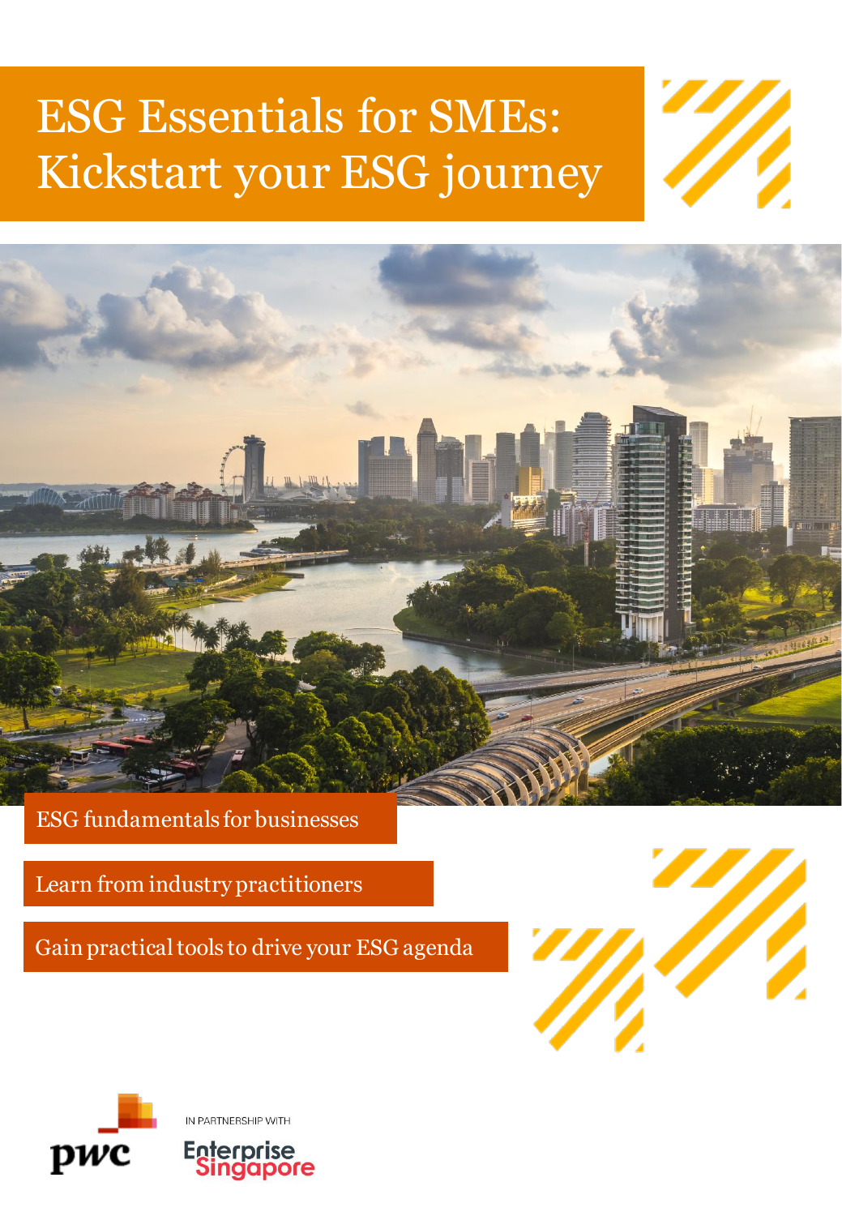# ESG Essentials for SMEs: Kickstart your ESG journey

ESG fundamentals for businesses

Learn from industry practitioners

Gain practical tools to drive your ESG agenda

pwc

IN PARTNERSHIP WITH

Enterprise Singapore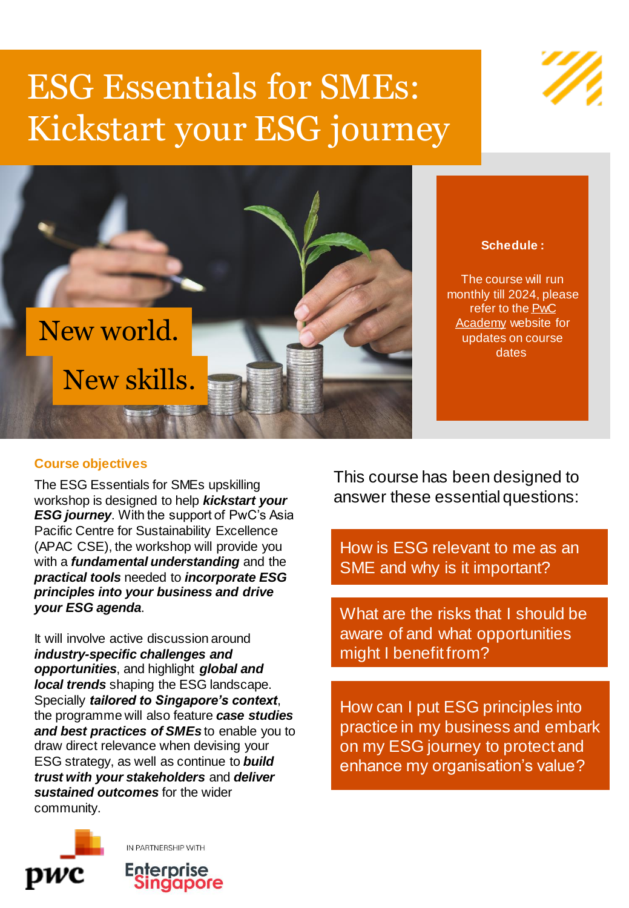# ESG Essentials for SMEs: Kickstart your ESG journey

New world.

New skills.

**Schedule :**

The course will run monthly till 2024, please refer to the PwC Academy website for updates on course dates

## Course objectives

The ESG Essentials for SMEs upskilling workshop is designed to help ***kickstart your ESG journey***. With the support of PwC's Asia Pacific Centre for Sustainability Excellence (APAC CSE), the workshop will provide you with a ***fundamental understanding*** and the ***practical tools*** needed to ***incorporate ESG principles into your business and drive your ESG agenda***.

It will involve active discussion around ***industry-specific challenges and opportunities***, and highlight ***global and local trends*** shaping the ESG landscape. Specially ***tailored to Singapore's context***, the programme will also feature ***case studies and best practices of SMEs*** to enable you to draw direct relevance when devising your ESG strategy, as well as continue to ***build trust with your stakeholders*** and ***deliver sustained outcomes*** for the wider community.

This course has been designed to answer these essential questions:

How is ESG relevant to me as an SME and why is it important?

What are the risks that I should be aware of and what opportunities might I benefit from?

How can I put ESG principles into practice in my business and embark on my ESG journey to protect and enhance my organisation's value?

pwc

IN PARTNERSHIP WITH

Enterprise Singapore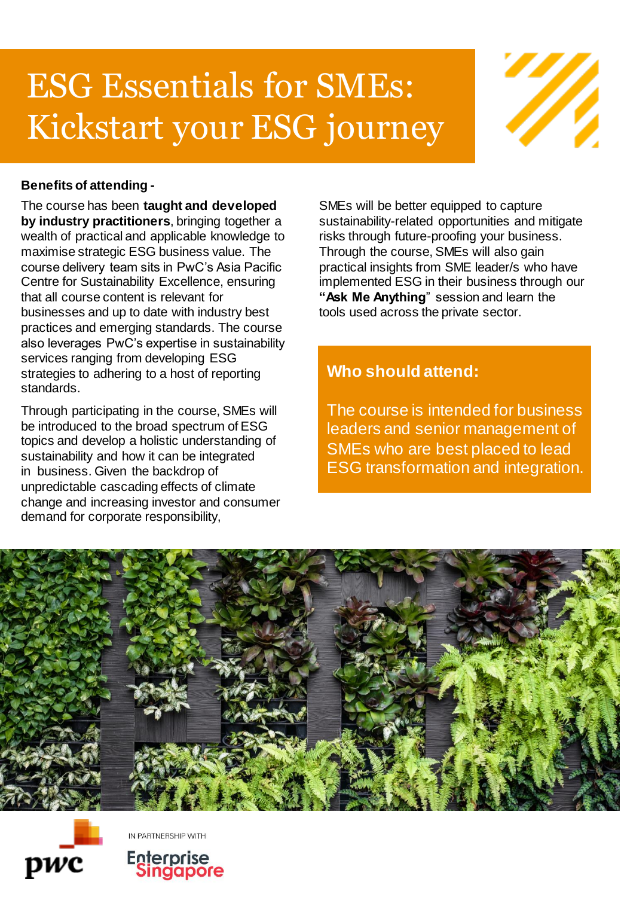# ESG Essentials for SMEs: Kickstart your ESG journey

**Benefits of attending -**

The course has been **taught and developed by industry practitioners**, bringing together a wealth of practical and applicable knowledge to maximise strategic ESG business value. The course delivery team sits in PwC's Asia Pacific Centre for Sustainability Excellence, ensuring that all course content is relevant for businesses and up to date with industry best practices and emerging standards. The course also leverages PwC's expertise in sustainability services ranging from developing ESG strategies to adhering to a host of reporting standards.

Through participating in the course, SMEs will be introduced to the broad spectrum of ESG topics and develop a holistic understanding of sustainability and how it can be integrated in business. Given the backdrop of unpredictable cascading effects of climate change and increasing investor and consumer demand for corporate responsibility, SMEs will be better equipped to capture sustainability-related opportunities and mitigate risks through future-proofing your business. Through the course, SMEs will also gain practical insights from SME leader/s who have implemented ESG in their business through our **"Ask Me Anything**" session and learn the tools used across the private sector.

## Who should attend:

The course is intended for business leaders and senior management of SMEs who are best placed to lead ESG transformation and integration.

pwc

IN PARTNERSHIP WITH

Enterprise Singapore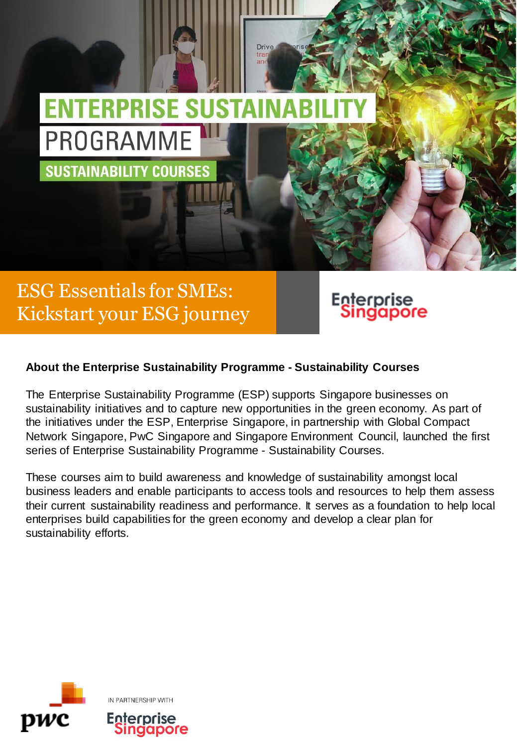# ENTERPRISE SUSTAINABILITY PROGRAMME

## SUSTAINABILITY COURSES

## ESG Essentials for SMEs: Kickstart your ESG journey

Enterprise Singapore

**About the Enterprise Sustainability Programme - Sustainability Courses**

The Enterprise Sustainability Programme (ESP) supports Singapore businesses on sustainability initiatives and to capture new opportunities in the green economy. As part of the initiatives under the ESP, Enterprise Singapore, in partnership with Global Compact Network Singapore, PwC Singapore and Singapore Environment Council, launched the first series of Enterprise Sustainability Programme - Sustainability Courses.

These courses aim to build awareness and knowledge of sustainability amongst local business leaders and enable participants to access tools and resources to help them assess their current sustainability readiness and performance. It serves as a foundation to help local enterprises build capabilities for the green economy and develop a clear plan for sustainability efforts.

pwc

IN PARTNERSHIP WITH

Enterprise Singapore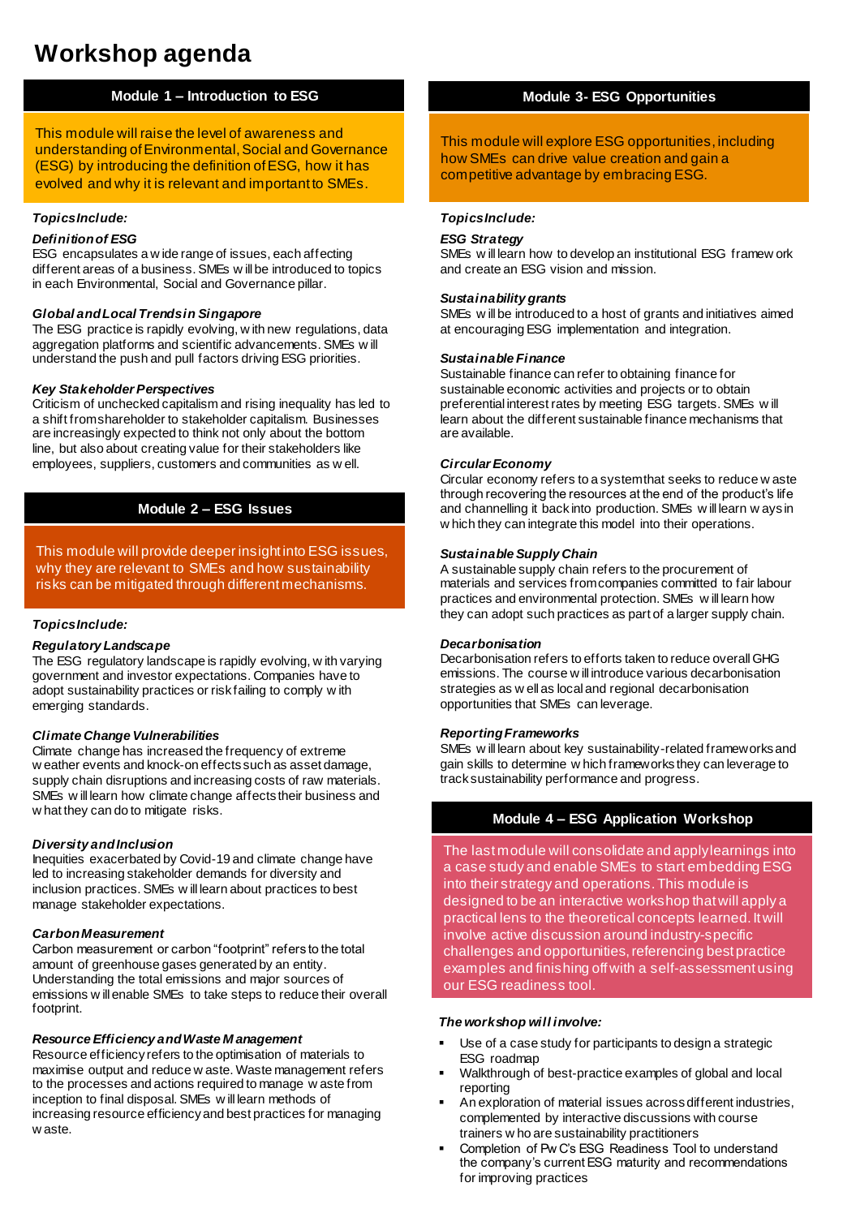# Workshop agenda

## Module 1 – Introduction to ESG

This module will raise the level of awareness and understanding of Environmental, Social and Governance (ESG) by introducing the definition of ESG, how it has evolved and why it is relevant and important to SMEs.

***Topics Include:***

***Definition of ESG***

ESG encapsulates a wide range of issues, each affecting different areas of a business. SMEs will be introduced to topics in each Environmental, Social and Governance pillar.

***Global and Local Trends in Singapore***

The ESG practice is rapidly evolving, with new regulations, data aggregation platforms and scientific advancements. SMEs will understand the push and pull factors driving ESG priorities.

***Key Stakeholder Perspectives***

Criticism of unchecked capitalism and rising inequality has led to a shift from shareholder to stakeholder capitalism. Businesses are increasingly expected to think not only about the bottom line, but also about creating value for their stakeholders like employees, suppliers, customers and communities as well.

## Module 2 – ESG Issues

This module will provide deeper insight into ESG issues, why they are relevant to SMEs and how sustainability risks can be mitigated through different mechanisms.

***Topics Include:***

***Regulatory Landscape***

The ESG regulatory landscape is rapidly evolving, with varying government and investor expectations. Companies have to adopt sustainability practices or risk failing to comply with emerging standards.

***Climate Change Vulnerabilities***

Climate change has increased the frequency of extreme weather events and knock-on effects such as asset damage, supply chain disruptions and increasing costs of raw materials. SMEs will learn how climate change affects their business and what they can do to mitigate risks.

***Diversity and Inclusion***

Inequities exacerbated by Covid-19 and climate change have led to increasing stakeholder demands for diversity and inclusion practices. SMEs will learn about practices to best manage stakeholder expectations.

***Carbon Measurement***

Carbon measurement or carbon "footprint" refers to the total amount of greenhouse gases generated by an entity. Understanding the total emissions and major sources of emissions will enable SMEs to take steps to reduce their overall footprint.

***Resource Efficiency and Waste Management***

Resource efficiency refers to the optimisation of materials to maximise output and reduce waste. Waste management refers to the processes and actions required to manage waste from inception to final disposal. SMEs will learn methods of increasing resource efficiency and best practices for managing waste.

## Module 3- ESG Opportunities

This module will explore ESG opportunities, including how SMEs can drive value creation and gain a competitive advantage by embracing ESG.

***Topics Include:***

***ESG Strategy***

SMEs will learn how to develop an institutional ESG framework and create an ESG vision and mission.

***Sustainability grants***

SMEs will be introduced to a host of grants and initiatives aimed at encouraging ESG implementation and integration.

***Sustainable Finance***

Sustainable finance can refer to obtaining finance for sustainable economic activities and projects or to obtain preferential interest rates by meeting ESG targets. SMEs will learn about the different sustainable finance mechanisms that are available.

***Circular Economy***

Circular economy refers to a system that seeks to reduce waste through recovering the resources at the end of the product's life and channelling it back into production. SMEs will learn ways in which they can integrate this model into their operations.

***Sustainable Supply Chain***

A sustainable supply chain refers to the procurement of materials and services from companies committed to fair labour practices and environmental protection. SMEs will learn how they can adopt such practices as part of a larger supply chain.

***Decarbonisation***

Decarbonisation refers to efforts taken to reduce overall GHG emissions. The course will introduce various decarbonisation strategies as well as local and regional decarbonisation opportunities that SMEs can leverage.

***Reporting Frameworks***

SMEs will learn about key sustainability-related frameworks and gain skills to determine which frameworks they can leverage to track sustainability performance and progress.

## Module 4 – ESG Application Workshop

The last module will consolidate and apply learnings into a case study and enable SMEs to start embedding ESG into their strategy and operations. This module is designed to be an interactive workshop that will apply a practical lens to the theoretical concepts learned. It will involve active discussion around industry-specific challenges and opportunities, referencing best practice examples and finishing off with a self-assessment using our ESG readiness tool.

***The workshop will involve:***

- Use of a case study for participants to design a strategic ESG roadmap
- Walkthrough of best-practice examples of global and local reporting
- An exploration of material issues across different industries, complemented by interactive discussions with course trainers who are sustainability practitioners
- Completion of PwC's ESG Readiness Tool to understand the company's current ESG maturity and recommendations for improving practices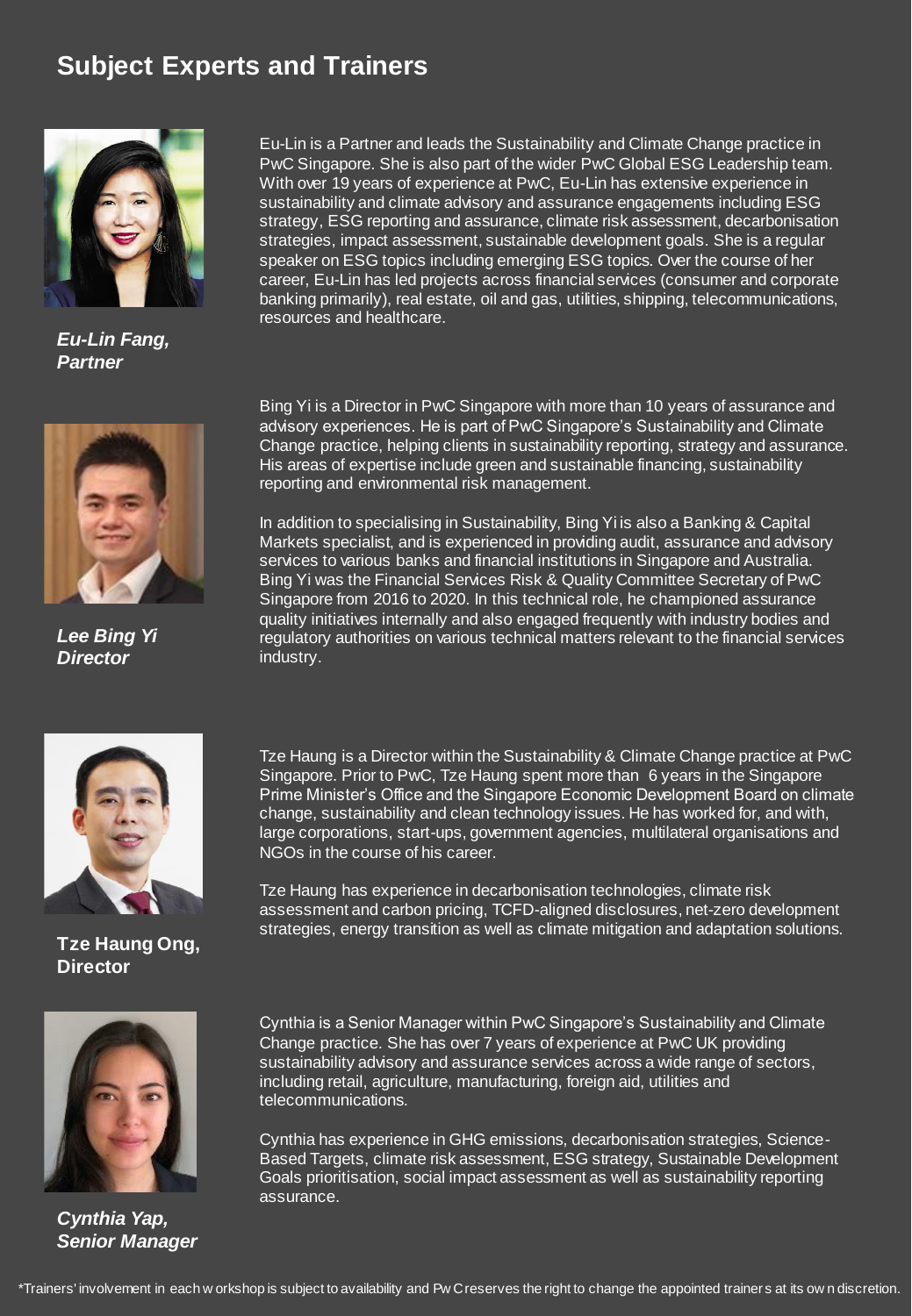# Subject Experts and Trainers

***Eu-Lin Fang, Partner***

Eu-Lin is a Partner and leads the Sustainability and Climate Change practice in PwC Singapore. She is also part of the wider PwC Global ESG Leadership team. With over 19 years of experience at PwC, Eu-Lin has extensive experience in sustainability and climate advisory and assurance engagements including ESG strategy, ESG reporting and assurance, climate risk assessment, decarbonisation strategies, impact assessment, sustainable development goals. She is a regular speaker on ESG topics including emerging ESG topics. Over the course of her career, Eu-Lin has led projects across financial services (consumer and corporate banking primarily), real estate, oil and gas, utilities, shipping, telecommunications, resources and healthcare.

***Lee Bing Yi Director***

Bing Yi is a Director in PwC Singapore with more than 10 years of assurance and advisory experiences. He is part of PwC Singapore's Sustainability and Climate Change practice, helping clients in sustainability reporting, strategy and assurance. His areas of expertise include green and sustainable financing, sustainability reporting and environmental risk management.

In addition to specialising in Sustainability, Bing Yi is also a Banking & Capital Markets specialist, and is experienced in providing audit, assurance and advisory services to various banks and financial institutions in Singapore and Australia. Bing Yi was the Financial Services Risk & Quality Committee Secretary of PwC Singapore from 2016 to 2020. In this technical role, he championed assurance quality initiatives internally and also engaged frequently with industry bodies and regulatory authorities on various technical matters relevant to the financial services industry.

**Tze Haung Ong, Director**

Tze Haung is a Director within the Sustainability & Climate Change practice at PwC Singapore. Prior to PwC, Tze Haung spent more than 6 years in the Singapore Prime Minister's Office and the Singapore Economic Development Board on climate change, sustainability and clean technology issues. He has worked for, and with, large corporations, start-ups, government agencies, multilateral organisations and NGOs in the course of his career.

Tze Haung has experience in decarbonisation technologies, climate risk assessment and carbon pricing, TCFD-aligned disclosures, net-zero development strategies, energy transition as well as climate mitigation and adaptation solutions.

***Cynthia Yap, Senior Manager***

Cynthia is a Senior Manager within PwC Singapore's Sustainability and Climate Change practice. She has over 7 years of experience at PwC UK providing sustainability advisory and assurance services across a wide range of sectors, including retail, agriculture, manufacturing, foreign aid, utilities and telecommunications.

Cynthia has experience in GHG emissions, decarbonisation strategies, Science-Based Targets, climate risk assessment, ESG strategy, Sustainable Development Goals prioritisation, social impact assessment as well as sustainability reporting assurance.

*Trainers' involvement in each workshop is subject to availability and PwC reserves the right to change the appointed trainers at its own discretion.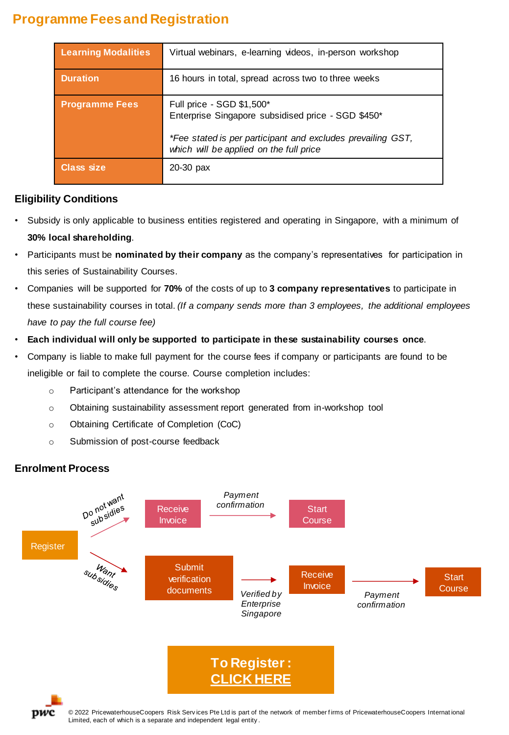## Programme Fees and Registration

| | |
|---|---|
| **Learning Modalities** | Virtual webinars, e-learning videos, in-person workshop |
| **Duration** | 16 hours in total, spread across two to three weeks |
| **Programme Fees** | Full price - SGD $1,500*<br>Enterprise Singapore subsidised price - SGD $450*<br><br>*\*Fee stated is per participant and excludes prevailing GST, which will be applied on the full price* |
| **Class size** | 20-30 pax |

### Eligibility Conditions

- Subsidy is only applicable to business entities registered and operating in Singapore, with a minimum of **30% local shareholding**.
- Participants must be **nominated by their company** as the company's representatives for participation in this series of Sustainability Courses.
- Companies will be supported for **70%** of the costs of up to **3 company representatives** to participate in these sustainability courses in total. *(If a company sends more than 3 employees, the additional employees have to pay the full course fee)*
- **Each individual will only be supported to participate in these sustainability courses once**.
- Company is liable to make full payment for the course fees if company or participants are found to be ineligible or fail to complete the course. Course completion includes:
  - Participant's attendance for the workshop
  - Obtaining sustainability assessment report generated from in-workshop tool
  - Obtaining Certificate of Completion (CoC)
  - Submission of post-course feedback

### Enrolment Process

Register

*Do not want subsidies*: Receive Invoice → *Payment confirmation* → Start Course

*Want subsidies*: Submit verification documents → *Verified by Enterprise Singapore* → Receive Invoice → *Payment confirmation* → Start Course

**To Register : CLICK HERE**

© 2022 PricewaterhouseCoopers Risk Services Pte Ltd is part of the network of member firms of PricewaterhouseCoopers International Limited, each of which is a separate and independent legal entity.